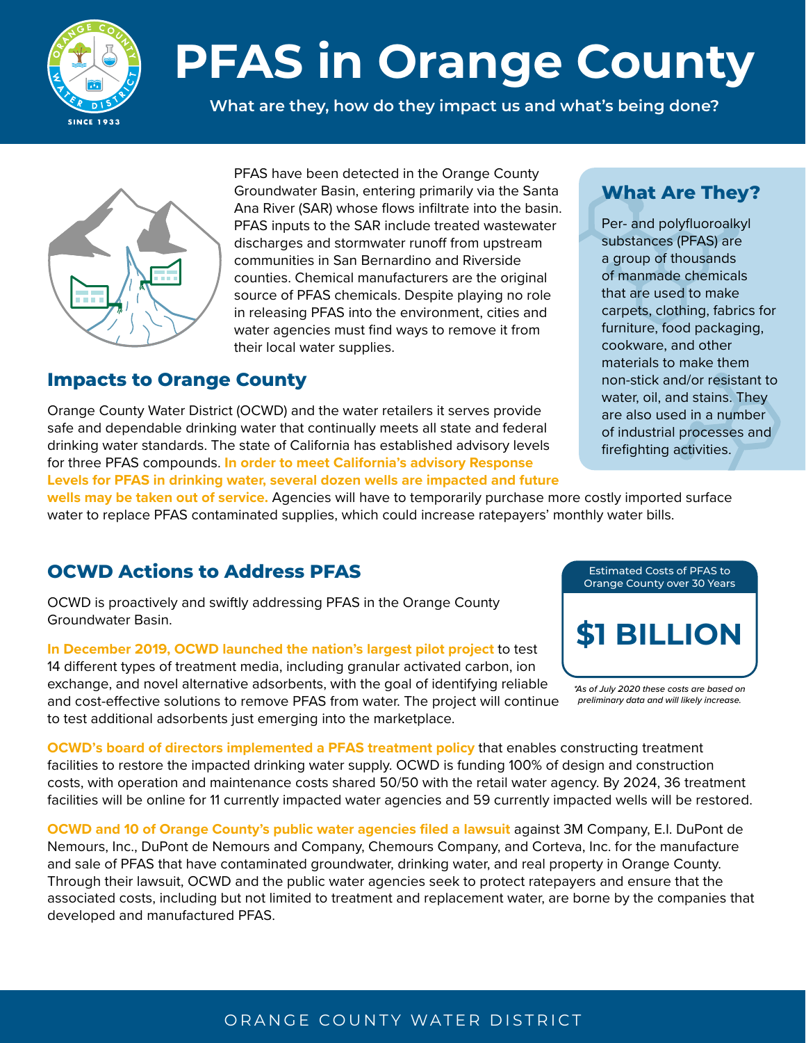# PFAS in Orange County

**What are they, how do they impact us and what's being done?**

PFAS have been detected in the Orange County Groundwater Basin, entering primarily via the Santa Ana River (SAR) whose flows infiltrate into the basin. PFAS inputs to the SAR include treated wastewater discharges and stormwater runoff from upstream communities in San Bernardino and Riverside counties. Chemical manufacturers are the original source of PFAS chemicals. Despite playing no role in releasing PFAS into the environment, cities and water agencies must find ways to remove it from their local water supplies.

## What Are They?

Per- and polyfluoroalkyl substances (PFAS) are a group of thousands of manmade chemicals that are used to make carpets, clothing, fabrics for furniture, food packaging, cookware, and other materials to make them non-stick and/or resistant to water, oil, and stains. They are also used in a number of industrial processes and firefighting activities.

## Impacts to Orange County

Orange County Water District (OCWD) and the water retailers it serves provide safe and dependable drinking water that continually meets all state and federal drinking water standards. The state of California has established advisory levels for three PFAS compounds. **In order to meet California's advisory Response Levels for PFAS in drinking water, several dozen wells are impacted and future wells may be taken out of service.** Agencies will have to temporarily purchase more costly imported surface water to replace PFAS contaminated supplies, which could increase ratepayers' monthly water bills.

## OCWD Actions to Address PFAS

OCWD is proactively and swiftly addressing PFAS in the Orange County Groundwater Basin.

**In December 2019, OCWD launched the nation's largest pilot project** to test 14 different types of treatment media, including granular activated carbon, ion exchange, and novel alternative adsorbents, with the goal of identifying reliable and cost-effective solutions to remove PFAS from water. The project will continue to test additional adsorbents just emerging into the marketplace.

Estimated Costs of PFAS to Orange County over 30 Years

**$1 BILLION**

*\*As of July 2020 these costs are based on preliminary data and will likely increase.*

**OCWD's board of directors implemented a PFAS treatment policy** that enables constructing treatment facilities to restore the impacted drinking water supply. OCWD is funding 100% of design and construction costs, with operation and maintenance costs shared 50/50 with the retail water agency. By 2024, 36 treatment facilities will be online for 11 currently impacted water agencies and 59 currently impacted wells will be restored.

**OCWD and 10 of Orange County's public water agencies filed a lawsuit** against 3M Company, E.I. DuPont de Nemours, Inc., DuPont de Nemours and Company, Chemours Company, and Corteva, Inc. for the manufacture and sale of PFAS that have contaminated groundwater, drinking water, and real property in Orange County. Through their lawsuit, OCWD and the public water agencies seek to protect ratepayers and ensure that the associated costs, including but not limited to treatment and replacement water, are borne by the companies that developed and manufactured PFAS.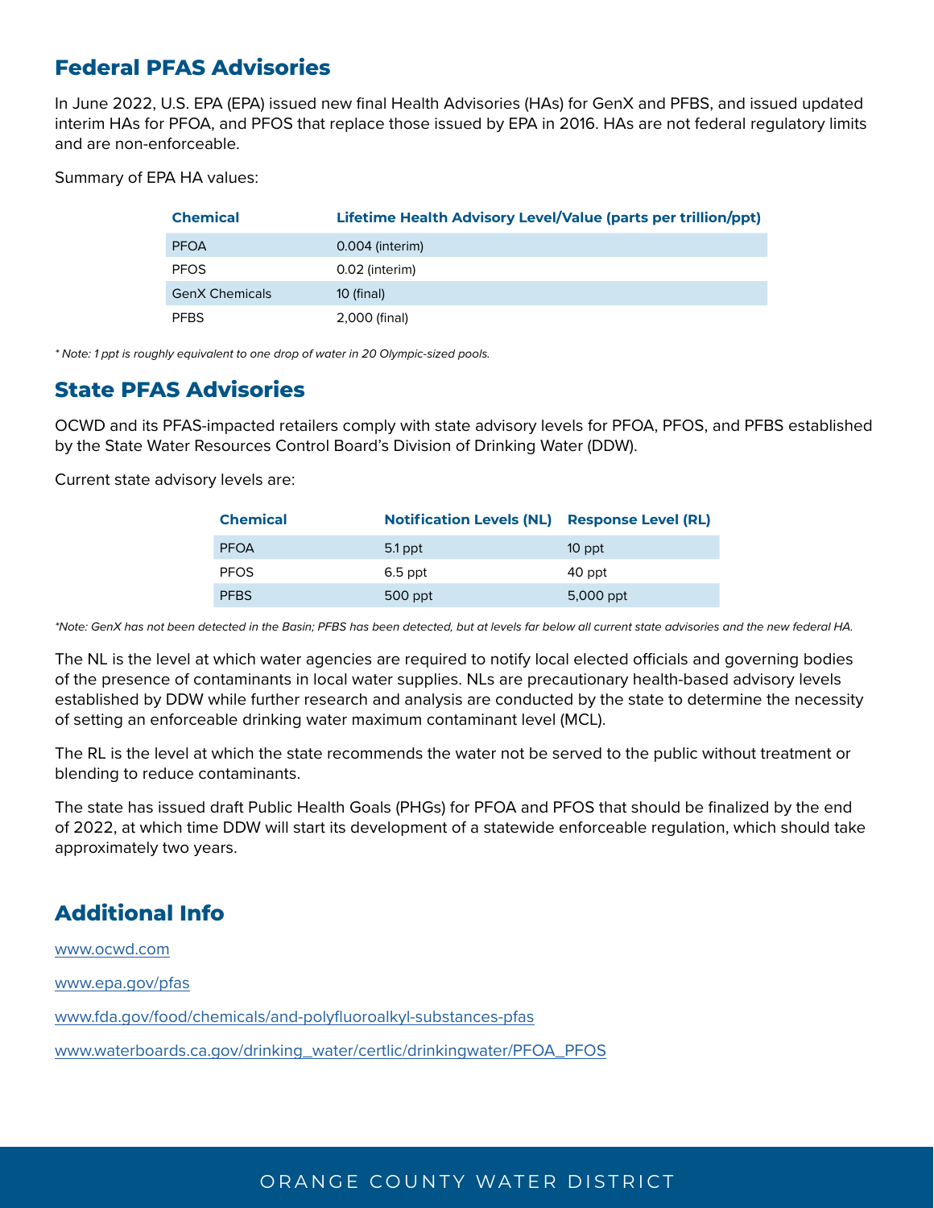## Federal PFAS Advisories

In June 2022, U.S. EPA (EPA) issued new final Health Advisories (HAs) for GenX and PFBS, and issued updated interim HAs for PFOA, and PFOS that replace those issued by EPA in 2016. HAs are not federal regulatory limits and are non-enforceable.

Summary of EPA HA values:

| Chemical | Lifetime Health Advisory Level/Value (parts per trillion/ppt) |
|---|---|
| PFOA | 0.004 (interim) |
| PFOS | 0.02 (interim) |
| GenX Chemicals | 10 (final) |
| PFBS | 2,000 (final) |

*\* Note: 1 ppt is roughly equivalent to one drop of water in 20 Olympic-sized pools.*

## State PFAS Advisories

OCWD and its PFAS-impacted retailers comply with state advisory levels for PFOA, PFOS, and PFBS established by the State Water Resources Control Board's Division of Drinking Water (DDW).

Current state advisory levels are:

| Chemical | Notification Levels (NL) | Response Level (RL) |
|---|---|---|
| PFOA | 5.1 ppt | 10 ppt |
| PFOS | 6.5 ppt | 40 ppt |
| PFBS | 500 ppt | 5,000 ppt |

*\*Note: GenX has not been detected in the Basin; PFBS has been detected, but at levels far below all current state advisories and the new federal HA.*

The NL is the level at which water agencies are required to notify local elected officials and governing bodies of the presence of contaminants in local water supplies. NLs are precautionary health-based advisory levels established by DDW while further research and analysis are conducted by the state to determine the necessity of setting an enforceable drinking water maximum contaminant level (MCL).

The RL is the level at which the state recommends the water not be served to the public without treatment or blending to reduce contaminants.

The state has issued draft Public Health Goals (PHGs) for PFOA and PFOS that should be finalized by the end of 2022, at which time DDW will start its development of a statewide enforceable regulation, which should take approximately two years.

## Additional Info

www.ocwd.com

www.epa.gov/pfas

www.fda.gov/food/chemicals/and-polyfluoroalkyl-substances-pfas

www.waterboards.ca.gov/drinking_water/certlic/drinkingwater/PFOA_PFOS

ORANGE COUNTY WATER DISTRICT